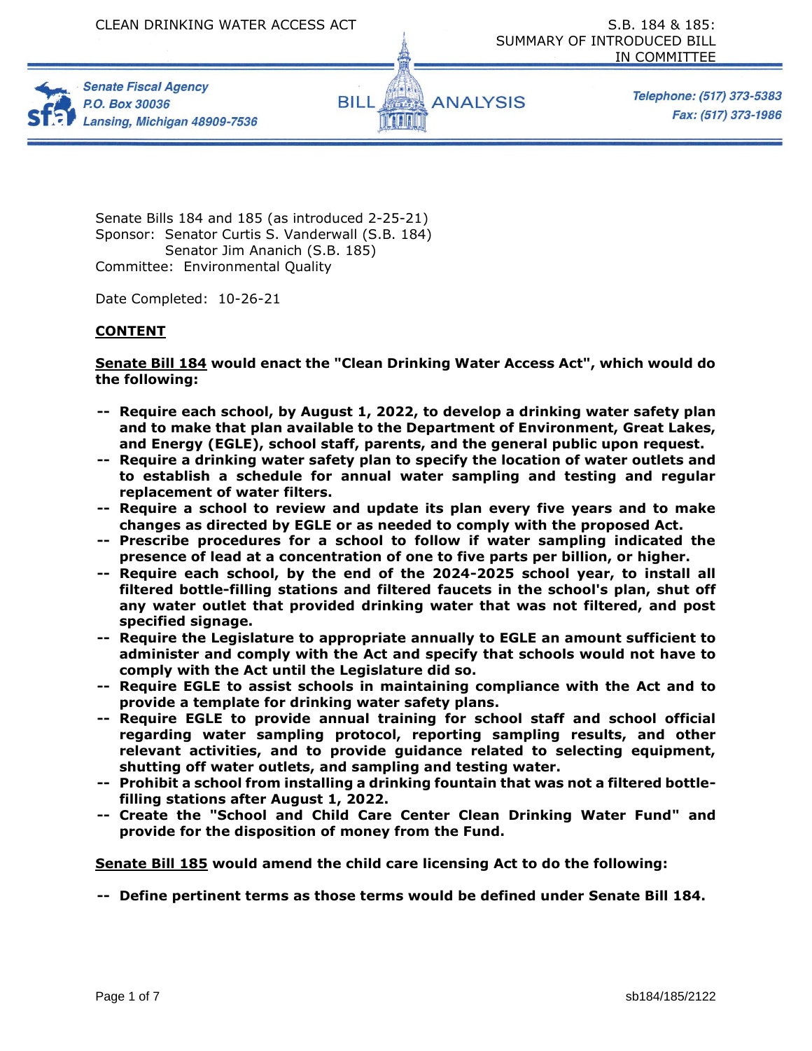CLEAN DRINKING WATER ACCESS ACT

S.B. 184 & 185: SUMMARY OF INTRODUCED BILL IN COMMITTEE

Senate Fiscal Agency
P.O. Box 30036
Lansing, Michigan 48909-7536

BILL ANALYSIS

Telephone: (517) 373-5383
Fax: (517) 373-1986

Senate Bills 184 and 185 (as introduced 2-25-21)
Sponsor: Senator Curtis S. Vanderwall (S.B. 184)
Senator Jim Ananich (S.B. 185)
Committee: Environmental Quality

Date Completed: 10-26-21

## CONTENT

**Senate Bill 184 would enact the "Clean Drinking Water Access Act", which would do the following:**

- **Require each school, by August 1, 2022, to develop a drinking water safety plan and to make that plan available to the Department of Environment, Great Lakes, and Energy (EGLE), school staff, parents, and the general public upon request.**
- **Require a drinking water safety plan to specify the location of water outlets and to establish a schedule for annual water sampling and testing and regular replacement of water filters.**
- **Require a school to review and update its plan every five years and to make changes as directed by EGLE or as needed to comply with the proposed Act.**
- **Prescribe procedures for a school to follow if water sampling indicated the presence of lead at a concentration of one to five parts per billion, or higher.**
- **Require each school, by the end of the 2024-2025 school year, to install all filtered bottle-filling stations and filtered faucets in the school's plan, shut off any water outlet that provided drinking water that was not filtered, and post specified signage.**
- **Require the Legislature to appropriate annually to EGLE an amount sufficient to administer and comply with the Act and specify that schools would not have to comply with the Act until the Legislature did so.**
- **Require EGLE to assist schools in maintaining compliance with the Act and to provide a template for drinking water safety plans.**
- **Require EGLE to provide annual training for school staff and school official regarding water sampling protocol, reporting sampling results, and other relevant activities, and to provide guidance related to selecting equipment, shutting off water outlets, and sampling and testing water.**
- **Prohibit a school from installing a drinking fountain that was not a filtered bottle-filling stations after August 1, 2022.**
- **Create the "School and Child Care Center Clean Drinking Water Fund" and provide for the disposition of money from the Fund.**

**Senate Bill 185 would amend the child care licensing Act to do the following:**

- **Define pertinent terms as those terms would be defined under Senate Bill 184.**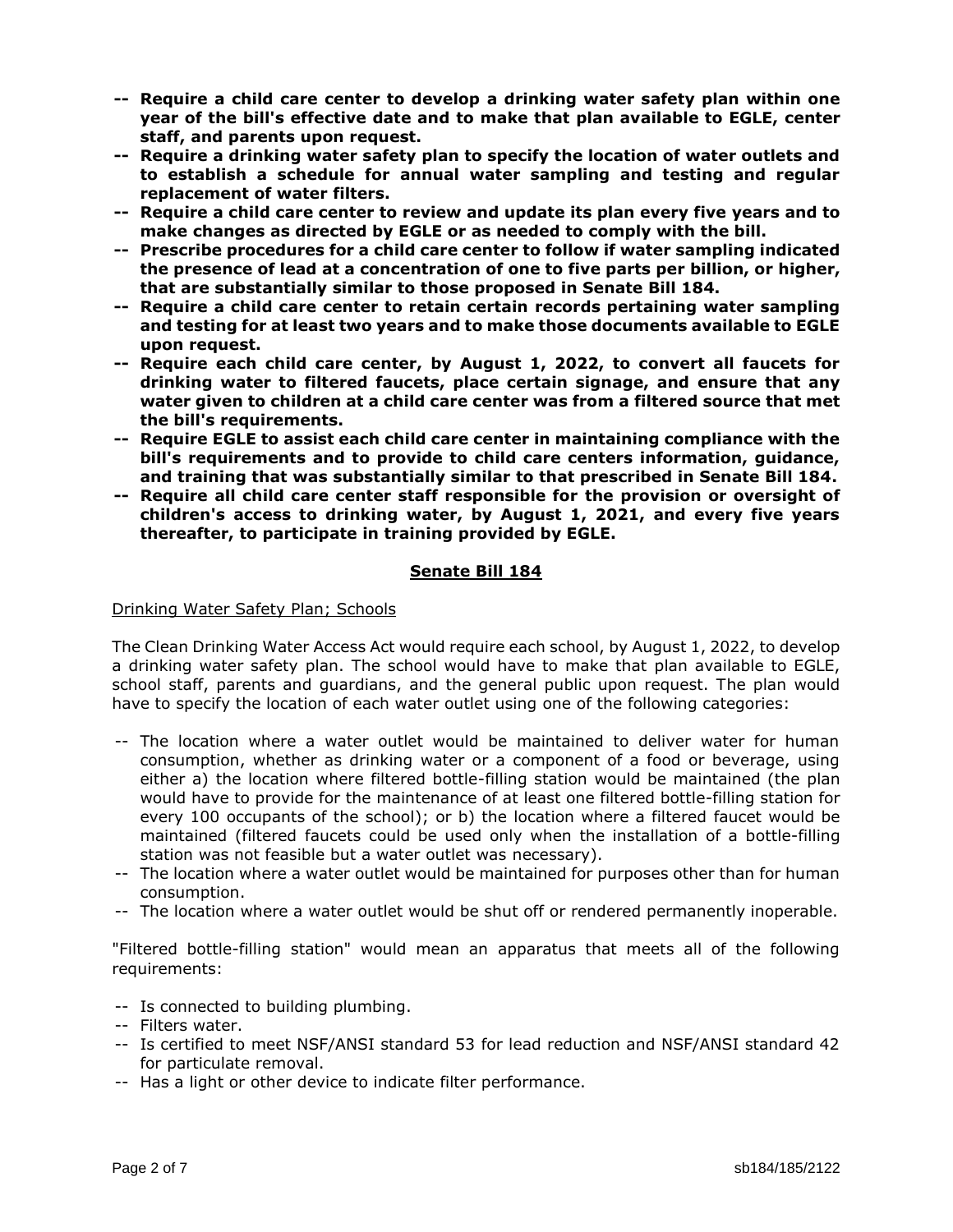**-- Require a child care center to develop a drinking water safety plan within one year of the bill's effective date and to make that plan available to EGLE, center staff, and parents upon request.**

**-- Require a drinking water safety plan to specify the location of water outlets and to establish a schedule for annual water sampling and testing and regular replacement of water filters.**

**-- Require a child care center to review and update its plan every five years and to make changes as directed by EGLE or as needed to comply with the bill.**

**-- Prescribe procedures for a child care center to follow if water sampling indicated the presence of lead at a concentration of one to five parts per billion, or higher, that are substantially similar to those proposed in Senate Bill 184.**

**-- Require a child care center to retain certain records pertaining water sampling and testing for at least two years and to make those documents available to EGLE upon request.**

**-- Require each child care center, by August 1, 2022, to convert all faucets for drinking water to filtered faucets, place certain signage, and ensure that any water given to children at a child care center was from a filtered source that met the bill's requirements.**

**-- Require EGLE to assist each child care center in maintaining compliance with the bill's requirements and to provide to child care centers information, guidance, and training that was substantially similar to that prescribed in Senate Bill 184.**

**-- Require all child care center staff responsible for the provision or oversight of children's access to drinking water, by August 1, 2021, and every five years thereafter, to participate in training provided by EGLE.**

## Senate Bill 184

Drinking Water Safety Plan; Schools

The Clean Drinking Water Access Act would require each school, by August 1, 2022, to develop a drinking water safety plan. The school would have to make that plan available to EGLE, school staff, parents and guardians, and the general public upon request. The plan would have to specify the location of each water outlet using one of the following categories:

-- The location where a water outlet would be maintained to deliver water for human consumption, whether as drinking water or a component of a food or beverage, using either a) the location where filtered bottle-filling station would be maintained (the plan would have to provide for the maintenance of at least one filtered bottle-filling station for every 100 occupants of the school); or b) the location where a filtered faucet would be maintained (filtered faucets could be used only when the installation of a bottle-filling station was not feasible but a water outlet was necessary).

-- The location where a water outlet would be maintained for purposes other than for human consumption.

-- The location where a water outlet would be shut off or rendered permanently inoperable.

"Filtered bottle-filling station" would mean an apparatus that meets all of the following requirements:

-- Is connected to building plumbing.

-- Filters water.

-- Is certified to meet NSF/ANSI standard 53 for lead reduction and NSF/ANSI standard 42 for particulate removal.

-- Has a light or other device to indicate filter performance.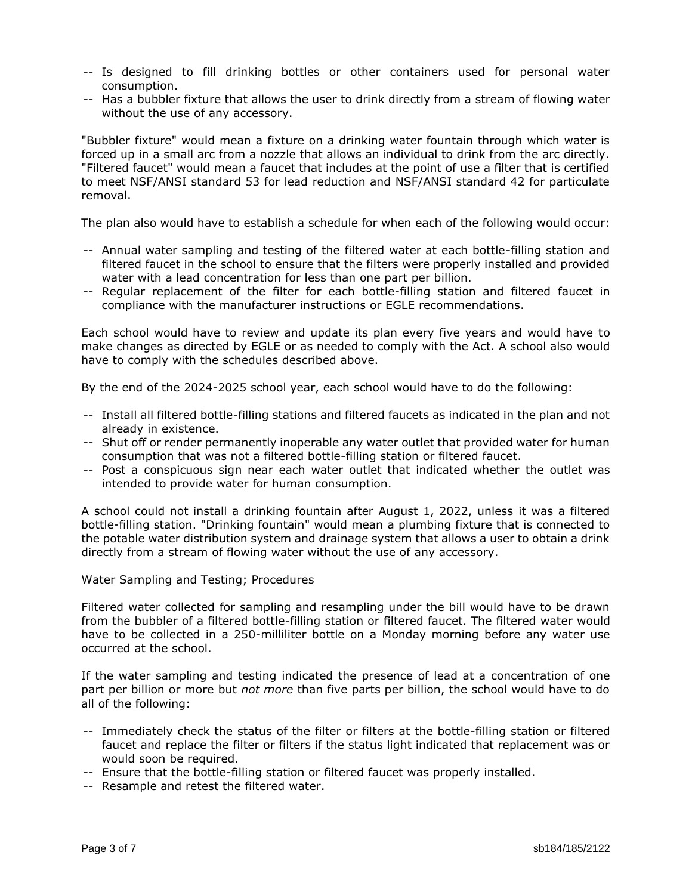- -- Is designed to fill drinking bottles or other containers used for personal water consumption.
- -- Has a bubbler fixture that allows the user to drink directly from a stream of flowing water without the use of any accessory.

"Bubbler fixture" would mean a fixture on a drinking water fountain through which water is forced up in a small arc from a nozzle that allows an individual to drink from the arc directly. "Filtered faucet" would mean a faucet that includes at the point of use a filter that is certified to meet NSF/ANSI standard 53 for lead reduction and NSF/ANSI standard 42 for particulate removal.

The plan also would have to establish a schedule for when each of the following would occur:

- -- Annual water sampling and testing of the filtered water at each bottle-filling station and filtered faucet in the school to ensure that the filters were properly installed and provided water with a lead concentration for less than one part per billion.
- -- Regular replacement of the filter for each bottle-filling station and filtered faucet in compliance with the manufacturer instructions or EGLE recommendations.

Each school would have to review and update its plan every five years and would have to make changes as directed by EGLE or as needed to comply with the Act. A school also would have to comply with the schedules described above.

By the end of the 2024-2025 school year, each school would have to do the following:

- -- Install all filtered bottle-filling stations and filtered faucets as indicated in the plan and not already in existence.
- -- Shut off or render permanently inoperable any water outlet that provided water for human consumption that was not a filtered bottle-filling station or filtered faucet.
- -- Post a conspicuous sign near each water outlet that indicated whether the outlet was intended to provide water for human consumption.

A school could not install a drinking fountain after August 1, 2022, unless it was a filtered bottle-filling station. "Drinking fountain" would mean a plumbing fixture that is connected to the potable water distribution system and drainage system that allows a user to obtain a drink directly from a stream of flowing water without the use of any accessory.

<u>Water Sampling and Testing; Procedures</u>

Filtered water collected for sampling and resampling under the bill would have to be drawn from the bubbler of a filtered bottle-filling station or filtered faucet. The filtered water would have to be collected in a 250-milliliter bottle on a Monday morning before any water use occurred at the school.

If the water sampling and testing indicated the presence of lead at a concentration of one part per billion or more but *not more* than five parts per billion, the school would have to do all of the following:

- -- Immediately check the status of the filter or filters at the bottle-filling station or filtered faucet and replace the filter or filters if the status light indicated that replacement was or would soon be required.
- -- Ensure that the bottle-filling station or filtered faucet was properly installed.
- -- Resample and retest the filtered water.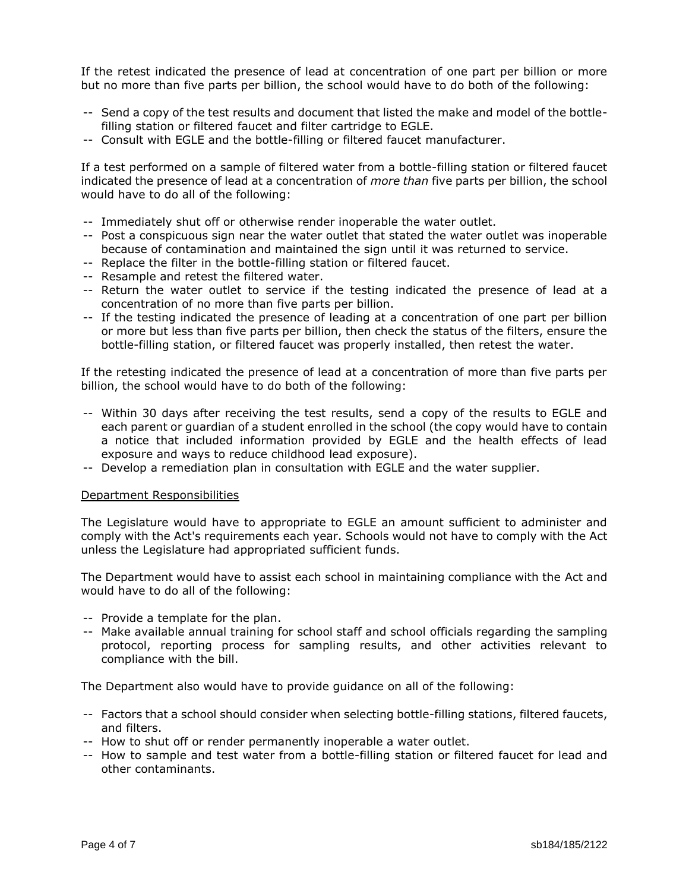If the retest indicated the presence of lead at concentration of one part per billion or more but no more than five parts per billion, the school would have to do both of the following:

-- Send a copy of the test results and document that listed the make and model of the bottle-filling station or filtered faucet and filter cartridge to EGLE.
-- Consult with EGLE and the bottle-filling or filtered faucet manufacturer.

If a test performed on a sample of filtered water from a bottle-filling station or filtered faucet indicated the presence of lead at a concentration of *more than* five parts per billion, the school would have to do all of the following:

-- Immediately shut off or otherwise render inoperable the water outlet.
-- Post a conspicuous sign near the water outlet that stated the water outlet was inoperable because of contamination and maintained the sign until it was returned to service.
-- Replace the filter in the bottle-filling station or filtered faucet.
-- Resample and retest the filtered water.
-- Return the water outlet to service if the testing indicated the presence of lead at a concentration of no more than five parts per billion.
-- If the testing indicated the presence of leading at a concentration of one part per billion or more but less than five parts per billion, then check the status of the filters, ensure the bottle-filling station, or filtered faucet was properly installed, then retest the water.

If the retesting indicated the presence of lead at a concentration of more than five parts per billion, the school would have to do both of the following:

-- Within 30 days after receiving the test results, send a copy of the results to EGLE and each parent or guardian of a student enrolled in the school (the copy would have to contain a notice that included information provided by EGLE and the health effects of lead exposure and ways to reduce childhood lead exposure).
-- Develop a remediation plan in consultation with EGLE and the water supplier.

Department Responsibilities

The Legislature would have to appropriate to EGLE an amount sufficient to administer and comply with the Act's requirements each year. Schools would not have to comply with the Act unless the Legislature had appropriated sufficient funds.

The Department would have to assist each school in maintaining compliance with the Act and would have to do all of the following:

-- Provide a template for the plan.
-- Make available annual training for school staff and school officials regarding the sampling protocol, reporting process for sampling results, and other activities relevant to compliance with the bill.

The Department also would have to provide guidance on all of the following:

-- Factors that a school should consider when selecting bottle-filling stations, filtered faucets, and filters.
-- How to shut off or render permanently inoperable a water outlet.
-- How to sample and test water from a bottle-filling station or filtered faucet for lead and other contaminants.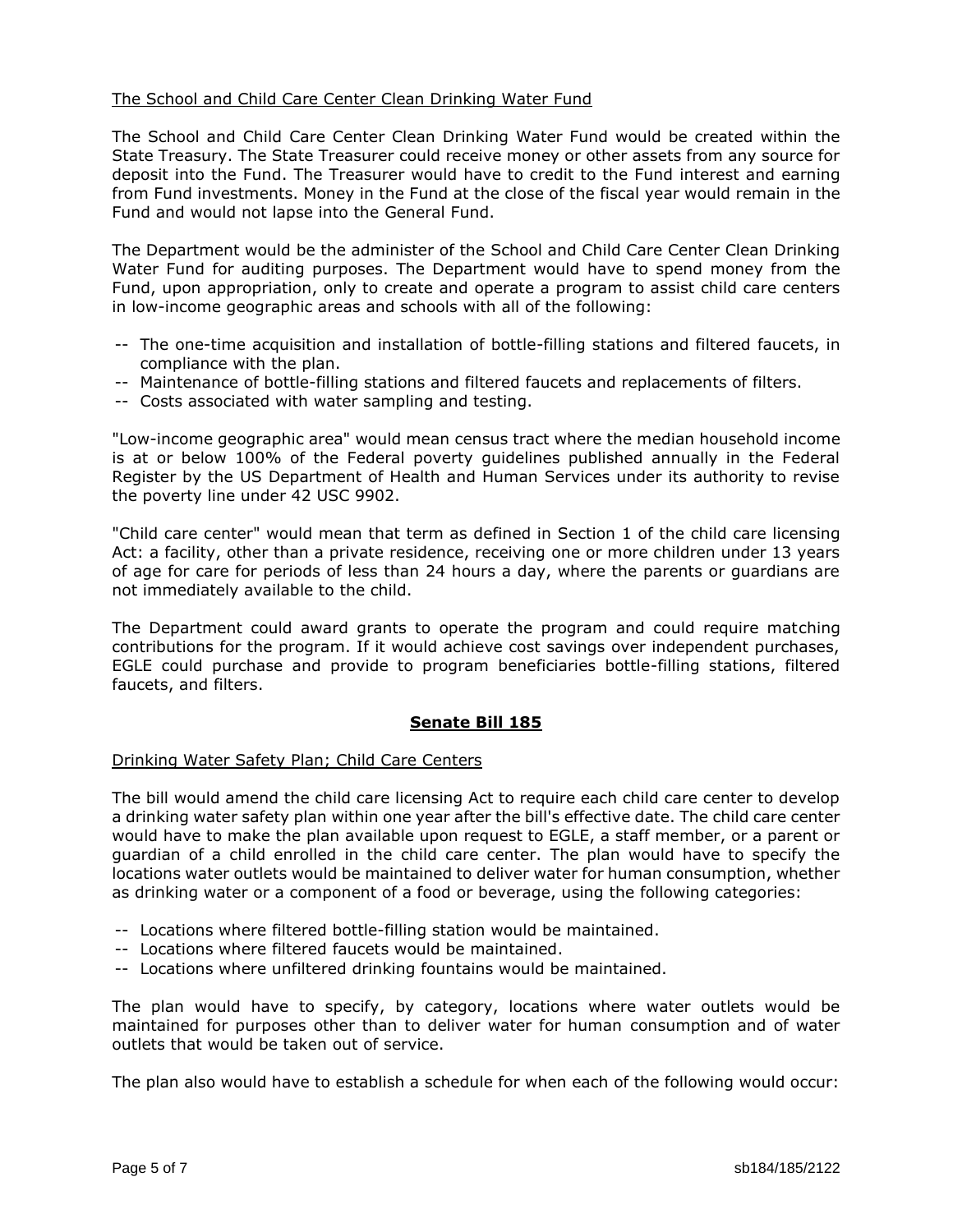The School and Child Care Center Clean Drinking Water Fund

The School and Child Care Center Clean Drinking Water Fund would be created within the State Treasury. The State Treasurer could receive money or other assets from any source for deposit into the Fund. The Treasurer would have to credit to the Fund interest and earning from Fund investments. Money in the Fund at the close of the fiscal year would remain in the Fund and would not lapse into the General Fund.

The Department would be the administer of the School and Child Care Center Clean Drinking Water Fund for auditing purposes. The Department would have to spend money from the Fund, upon appropriation, only to create and operate a program to assist child care centers in low-income geographic areas and schools with all of the following:

- -- The one-time acquisition and installation of bottle-filling stations and filtered faucets, in compliance with the plan.
- -- Maintenance of bottle-filling stations and filtered faucets and replacements of filters.
- -- Costs associated with water sampling and testing.

"Low-income geographic area" would mean census tract where the median household income is at or below 100% of the Federal poverty guidelines published annually in the Federal Register by the US Department of Health and Human Services under its authority to revise the poverty line under 42 USC 9902.

"Child care center" would mean that term as defined in Section 1 of the child care licensing Act: a facility, other than a private residence, receiving one or more children under 13 years of age for care for periods of less than 24 hours a day, where the parents or guardians are not immediately available to the child.

The Department could award grants to operate the program and could require matching contributions for the program. If it would achieve cost savings over independent purchases, EGLE could purchase and provide to program beneficiaries bottle-filling stations, filtered faucets, and filters.

## Senate Bill 185

Drinking Water Safety Plan; Child Care Centers

The bill would amend the child care licensing Act to require each child care center to develop a drinking water safety plan within one year after the bill's effective date. The child care center would have to make the plan available upon request to EGLE, a staff member, or a parent or guardian of a child enrolled in the child care center. The plan would have to specify the locations water outlets would be maintained to deliver water for human consumption, whether as drinking water or a component of a food or beverage, using the following categories:

- -- Locations where filtered bottle-filling station would be maintained.
- -- Locations where filtered faucets would be maintained.
- -- Locations where unfiltered drinking fountains would be maintained.

The plan would have to specify, by category, locations where water outlets would be maintained for purposes other than to deliver water for human consumption and of water outlets that would be taken out of service.

The plan also would have to establish a schedule for when each of the following would occur: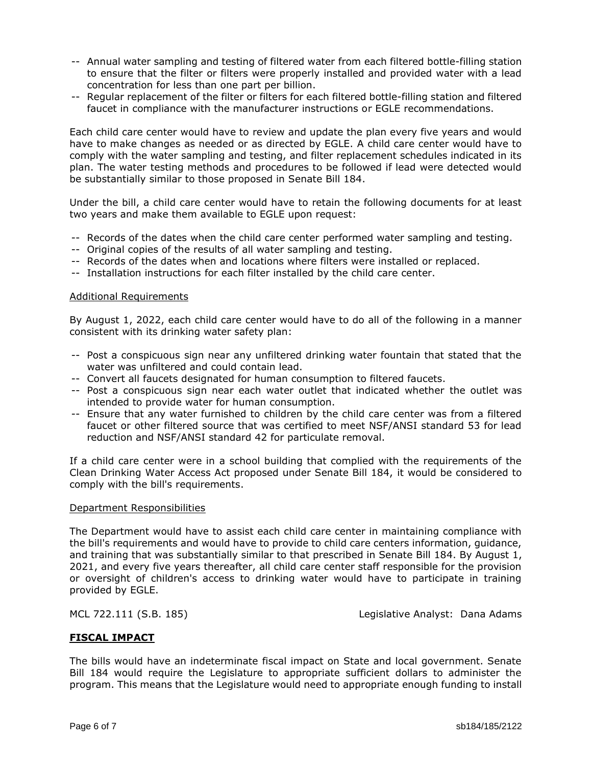-- Annual water sampling and testing of filtered water from each filtered bottle-filling station to ensure that the filter or filters were properly installed and provided water with a lead concentration for less than one part per billion.
-- Regular replacement of the filter or filters for each filtered bottle-filling station and filtered faucet in compliance with the manufacturer instructions or EGLE recommendations.

Each child care center would have to review and update the plan every five years and would have to make changes as needed or as directed by EGLE. A child care center would have to comply with the water sampling and testing, and filter replacement schedules indicated in its plan. The water testing methods and procedures to be followed if lead were detected would be substantially similar to those proposed in Senate Bill 184.

Under the bill, a child care center would have to retain the following documents for at least two years and make them available to EGLE upon request:

-- Records of the dates when the child care center performed water sampling and testing.
-- Original copies of the results of all water sampling and testing.
-- Records of the dates when and locations where filters were installed or replaced.
-- Installation instructions for each filter installed by the child care center.

Additional Requirements

By August 1, 2022, each child care center would have to do all of the following in a manner consistent with its drinking water safety plan:

-- Post a conspicuous sign near any unfiltered drinking water fountain that stated that the water was unfiltered and could contain lead.
-- Convert all faucets designated for human consumption to filtered faucets.
-- Post a conspicuous sign near each water outlet that indicated whether the outlet was intended to provide water for human consumption.
-- Ensure that any water furnished to children by the child care center was from a filtered faucet or other filtered source that was certified to meet NSF/ANSI standard 53 for lead reduction and NSF/ANSI standard 42 for particulate removal.

If a child care center were in a school building that complied with the requirements of the Clean Drinking Water Access Act proposed under Senate Bill 184, it would be considered to comply with the bill's requirements.

Department Responsibilities

The Department would have to assist each child care center in maintaining compliance with the bill's requirements and would have to provide to child care centers information, guidance, and training that was substantially similar to that prescribed in Senate Bill 184. By August 1, 2021, and every five years thereafter, all child care center staff responsible for the provision or oversight of children's access to drinking water would have to participate in training provided by EGLE.

MCL 722.111 (S.B. 185) Legislative Analyst: Dana Adams

## FISCAL IMPACT

The bills would have an indeterminate fiscal impact on State and local government. Senate Bill 184 would require the Legislature to appropriate sufficient dollars to administer the program. This means that the Legislature would need to appropriate enough funding to install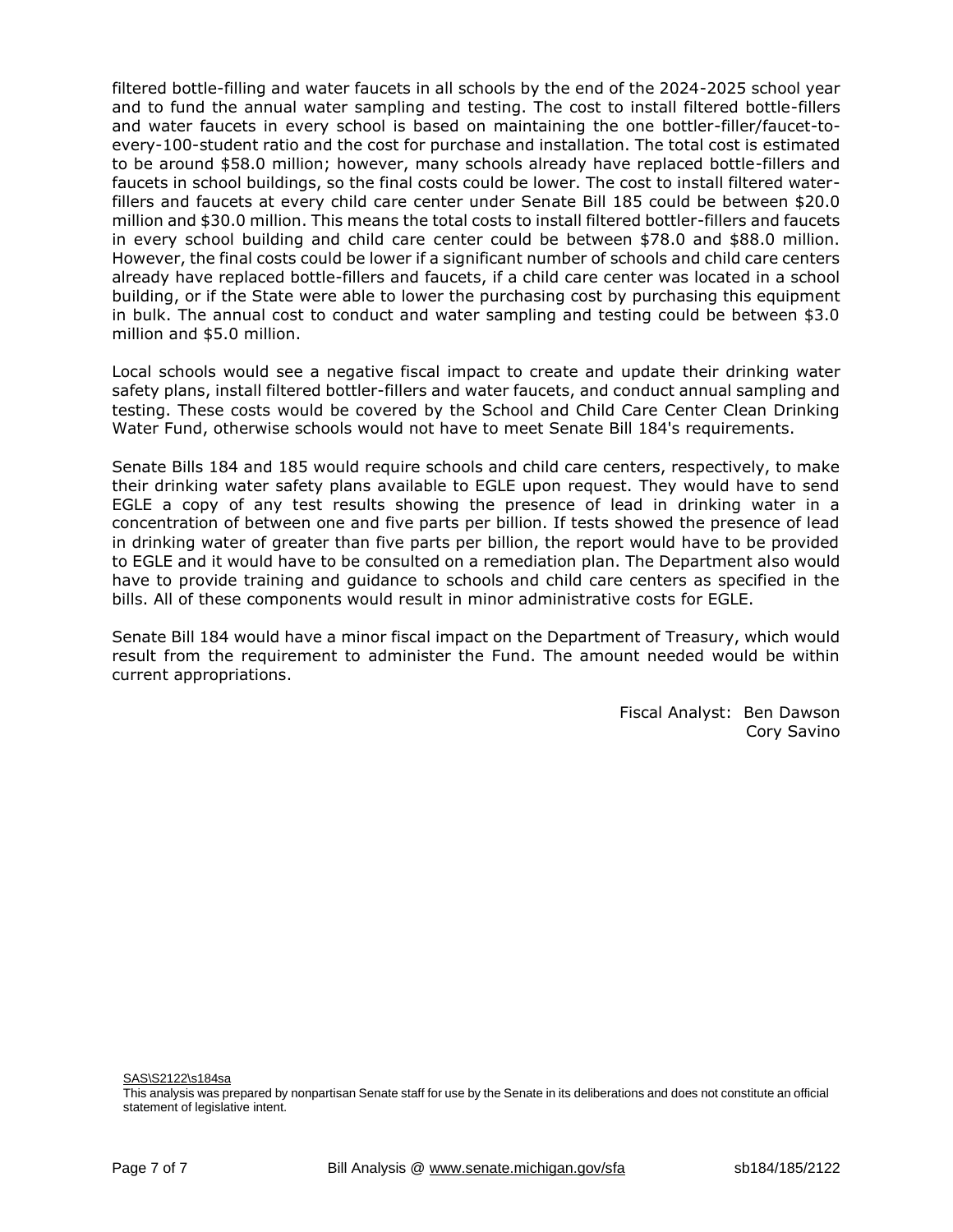filtered bottle-filling and water faucets in all schools by the end of the 2024-2025 school year and to fund the annual water sampling and testing. The cost to install filtered bottle-fillers and water faucets in every school is based on maintaining the one bottler-filler/faucet-to-every-100-student ratio and the cost for purchase and installation. The total cost is estimated to be around $58.0 million; however, many schools already have replaced bottle-fillers and faucets in school buildings, so the final costs could be lower. The cost to install filtered water-fillers and faucets at every child care center under Senate Bill 185 could be between $20.0 million and $30.0 million. This means the total costs to install filtered bottler-fillers and faucets in every school building and child care center could be between $78.0 and $88.0 million. However, the final costs could be lower if a significant number of schools and child care centers already have replaced bottle-fillers and faucets, if a child care center was located in a school building, or if the State were able to lower the purchasing cost by purchasing this equipment in bulk. The annual cost to conduct and water sampling and testing could be between $3.0 million and $5.0 million.

Local schools would see a negative fiscal impact to create and update their drinking water safety plans, install filtered bottler-fillers and water faucets, and conduct annual sampling and testing. These costs would be covered by the School and Child Care Center Clean Drinking Water Fund, otherwise schools would not have to meet Senate Bill 184's requirements.

Senate Bills 184 and 185 would require schools and child care centers, respectively, to make their drinking water safety plans available to EGLE upon request. They would have to send EGLE a copy of any test results showing the presence of lead in drinking water in a concentration of between one and five parts per billion. If tests showed the presence of lead in drinking water of greater than five parts per billion, the report would have to be provided to EGLE and it would have to be consulted on a remediation plan. The Department also would have to provide training and guidance to schools and child care centers as specified in the bills. All of these components would result in minor administrative costs for EGLE.

Senate Bill 184 would have a minor fiscal impact on the Department of Treasury, which would result from the requirement to administer the Fund. The amount needed would be within current appropriations.

Fiscal Analyst: Ben Dawson
Cory Savino

SAS\S2122\s184sa

This analysis was prepared by nonpartisan Senate staff for use by the Senate in its deliberations and does not constitute an official statement of legislative intent.